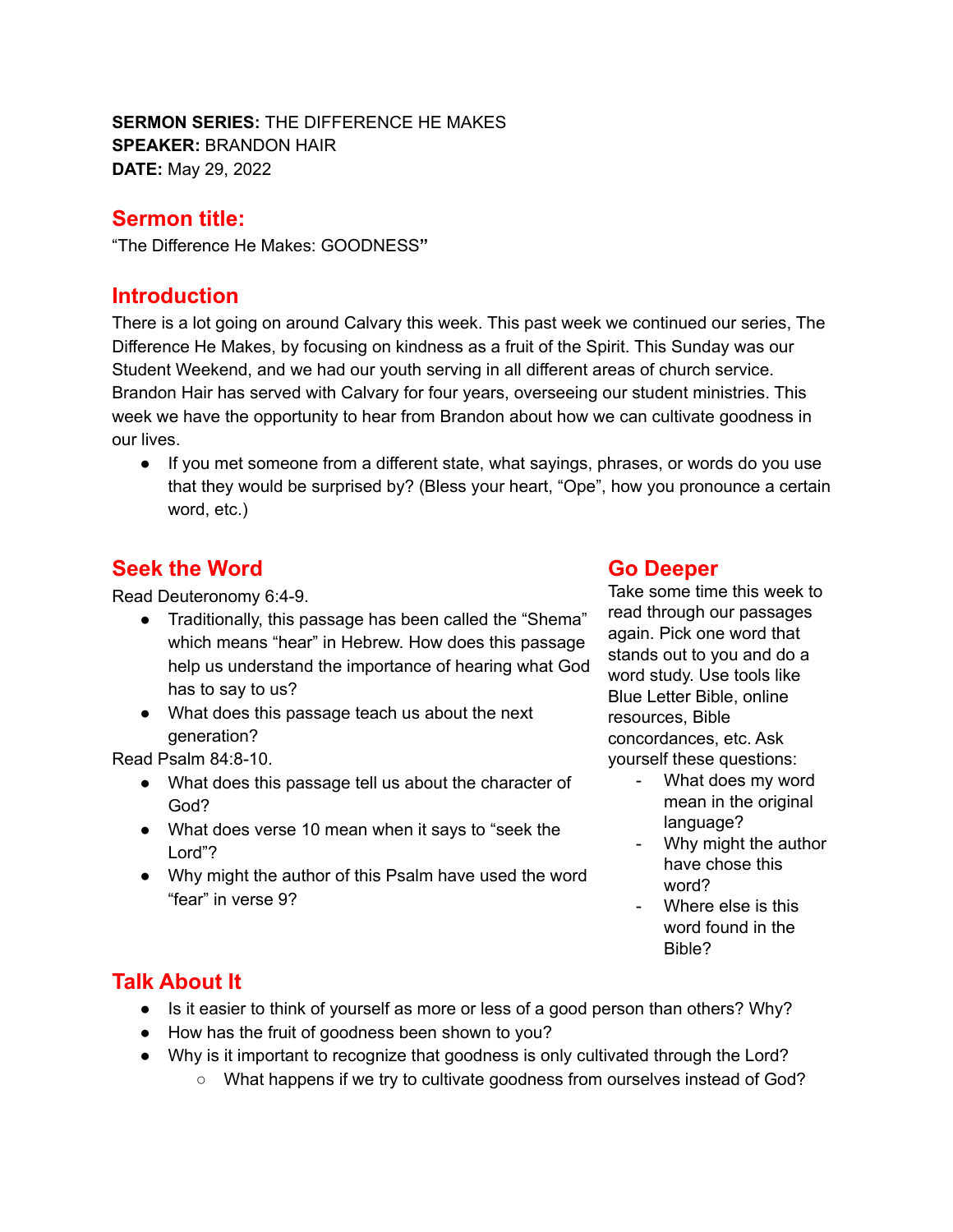**SERMON SERIES:** THE DIFFERENCE HE MAKES
**SPEAKER:** BRANDON HAIR
**DATE:** May 29, 2022

## Sermon title:

"The Difference He Makes: GOODNESS"

## Introduction

There is a lot going on around Calvary this week. This past week we continued our series, The Difference He Makes, by focusing on kindness as a fruit of the Spirit. This Sunday was our Student Weekend, and we had our youth serving in all different areas of church service. Brandon Hair has served with Calvary for four years, overseeing our student ministries. This week we have the opportunity to hear from Brandon about how we can cultivate goodness in our lives.

- If you met someone from a different state, what sayings, phrases, or words do you use that they would be surprised by? (Bless your heart, "Ope", how you pronounce a certain word, etc.)

## Seek the Word

Read Deuteronomy 6:4-9.

- Traditionally, this passage has been called the "Shema" which means "hear" in Hebrew. How does this passage help us understand the importance of hearing what God has to say to us?
- What does this passage teach us about the next generation?

Read Psalm 84:8-10.

- What does this passage tell us about the character of God?
- What does verse 10 mean when it says to "seek the Lord"?
- Why might the author of this Psalm have used the word "fear" in verse 9?

## Go Deeper

Take some time this week to read through our passages again. Pick one word that stands out to you and do a word study. Use tools like Blue Letter Bible, online resources, Bible concordances, etc. Ask yourself these questions:

- What does my word mean in the original language?
- Why might the author have chose this word?
- Where else is this word found in the Bible?

## Talk About It

- Is it easier to think of yourself as more or less of a good person than others? Why?
- How has the fruit of goodness been shown to you?
- Why is it important to recognize that goodness is only cultivated through the Lord?
  - What happens if we try to cultivate goodness from ourselves instead of God?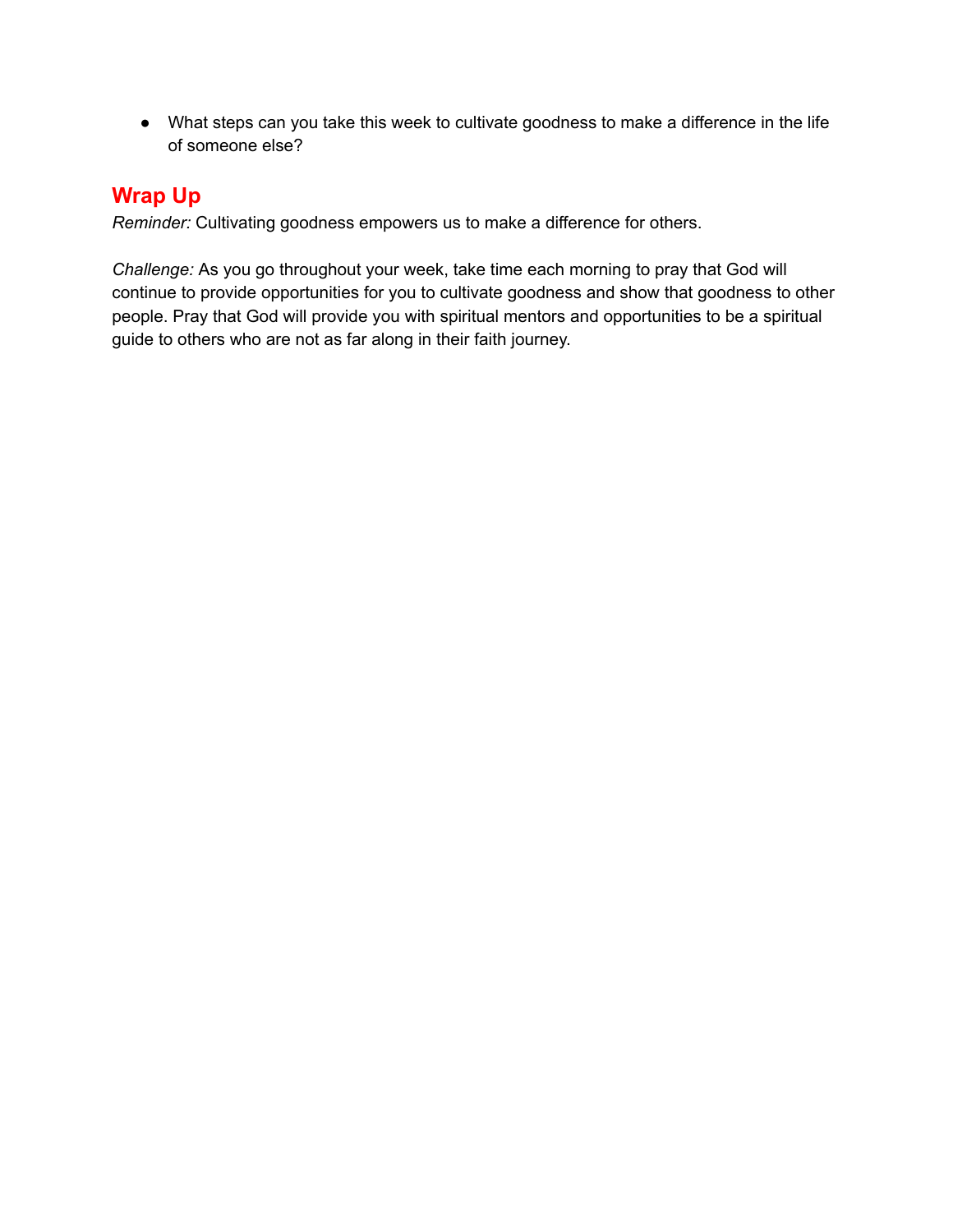- What steps can you take this week to cultivate goodness to make a difference in the life of someone else?

## Wrap Up

*Reminder:* Cultivating goodness empowers us to make a difference for others.

*Challenge:* As you go throughout your week, take time each morning to pray that God will continue to provide opportunities for you to cultivate goodness and show that goodness to other people. Pray that God will provide you with spiritual mentors and opportunities to be a spiritual guide to others who are not as far along in their faith journey.